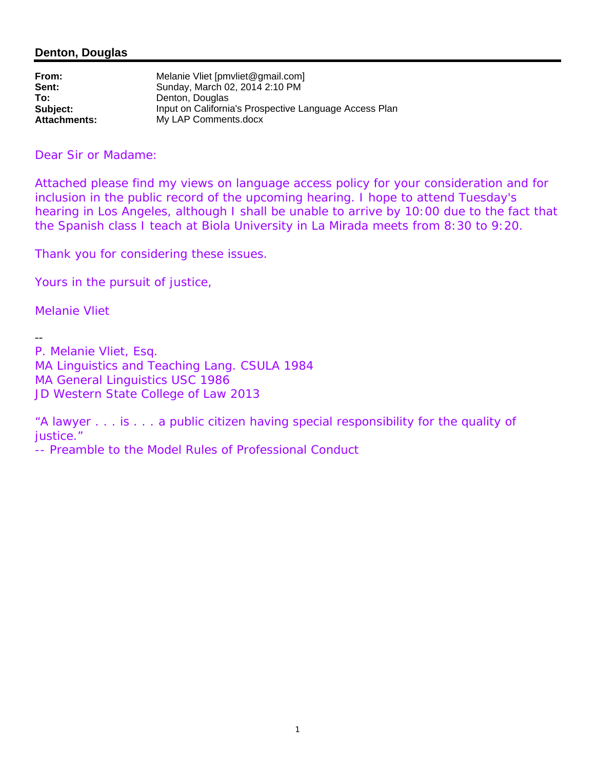**Denton, Douglas**

| | |
|---|---|
| **From:** | Melanie Vliet [pmvliet@gmail.com] |
| **Sent:** | Sunday, March 02, 2014 2:10 PM |
| **To:** | Denton, Douglas |
| **Subject:** | Input on California's Prospective Language Access Plan |
| **Attachments:** | My LAP Comments.docx |

Dear Sir or Madame:

Attached please find my views on language access policy for your consideration and for inclusion in the public record of the upcoming hearing. I hope to attend Tuesday's hearing in Los Angeles, although I shall be unable to arrive by 10:00 due to the fact that the Spanish class I teach at Biola University in La Mirada meets from 8:30 to 9:20.

Thank you for considering these issues.

Yours in the pursuit of justice,

Melanie Vliet

--
P. Melanie Vliet, Esq.
MA Linguistics and Teaching Lang. CSULA 1984
MA General Linguistics USC 1986
JD Western State College of Law 2013

"A lawyer . . . is . . . a public citizen having special responsibility for the quality of justice."
-- Preamble to the Model Rules of Professional Conduct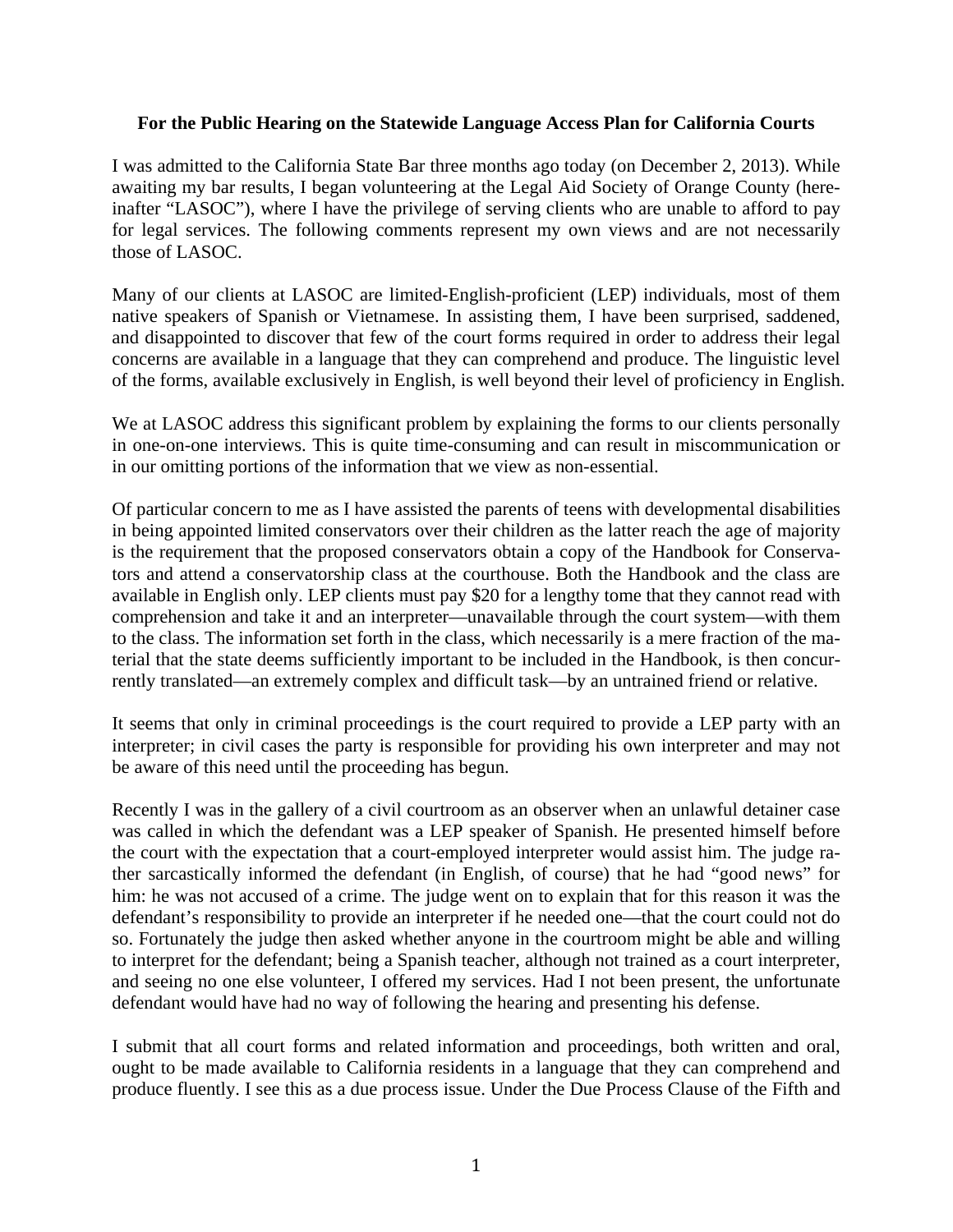**For the Public Hearing on the Statewide Language Access Plan for California Courts**

I was admitted to the California State Bar three months ago today (on December 2, 2013). While awaiting my bar results, I began volunteering at the Legal Aid Society of Orange County (hereinafter "LASOC"), where I have the privilege of serving clients who are unable to afford to pay for legal services. The following comments represent my own views and are not necessarily those of LASOC.

Many of our clients at LASOC are limited-English-proficient (LEP) individuals, most of them native speakers of Spanish or Vietnamese. In assisting them, I have been surprised, saddened, and disappointed to discover that few of the court forms required in order to address their legal concerns are available in a language that they can comprehend and produce. The linguistic level of the forms, available exclusively in English, is well beyond their level of proficiency in English.

We at LASOC address this significant problem by explaining the forms to our clients personally in one-on-one interviews. This is quite time-consuming and can result in miscommunication or in our omitting portions of the information that we view as non-essential.

Of particular concern to me as I have assisted the parents of teens with developmental disabilities in being appointed limited conservators over their children as the latter reach the age of majority is the requirement that the proposed conservators obtain a copy of the Handbook for Conservators and attend a conservatorship class at the courthouse. Both the Handbook and the class are available in English only. LEP clients must pay $20 for a lengthy tome that they cannot read with comprehension and take it and an interpreter—unavailable through the court system—with them to the class. The information set forth in the class, which necessarily is a mere fraction of the material that the state deems sufficiently important to be included in the Handbook, is then concurrently translated—an extremely complex and difficult task—by an untrained friend or relative.

It seems that only in criminal proceedings is the court required to provide a LEP party with an interpreter; in civil cases the party is responsible for providing his own interpreter and may not be aware of this need until the proceeding has begun.

Recently I was in the gallery of a civil courtroom as an observer when an unlawful detainer case was called in which the defendant was a LEP speaker of Spanish. He presented himself before the court with the expectation that a court-employed interpreter would assist him. The judge rather sarcastically informed the defendant (in English, of course) that he had "good news" for him: he was not accused of a crime. The judge went on to explain that for this reason it was the defendant's responsibility to provide an interpreter if he needed one—that the court could not do so. Fortunately the judge then asked whether anyone in the courtroom might be able and willing to interpret for the defendant; being a Spanish teacher, although not trained as a court interpreter, and seeing no one else volunteer, I offered my services. Had I not been present, the unfortunate defendant would have had no way of following the hearing and presenting his defense.

I submit that all court forms and related information and proceedings, both written and oral, ought to be made available to California residents in a language that they can comprehend and produce fluently. I see this as a due process issue. Under the Due Process Clause of the Fifth and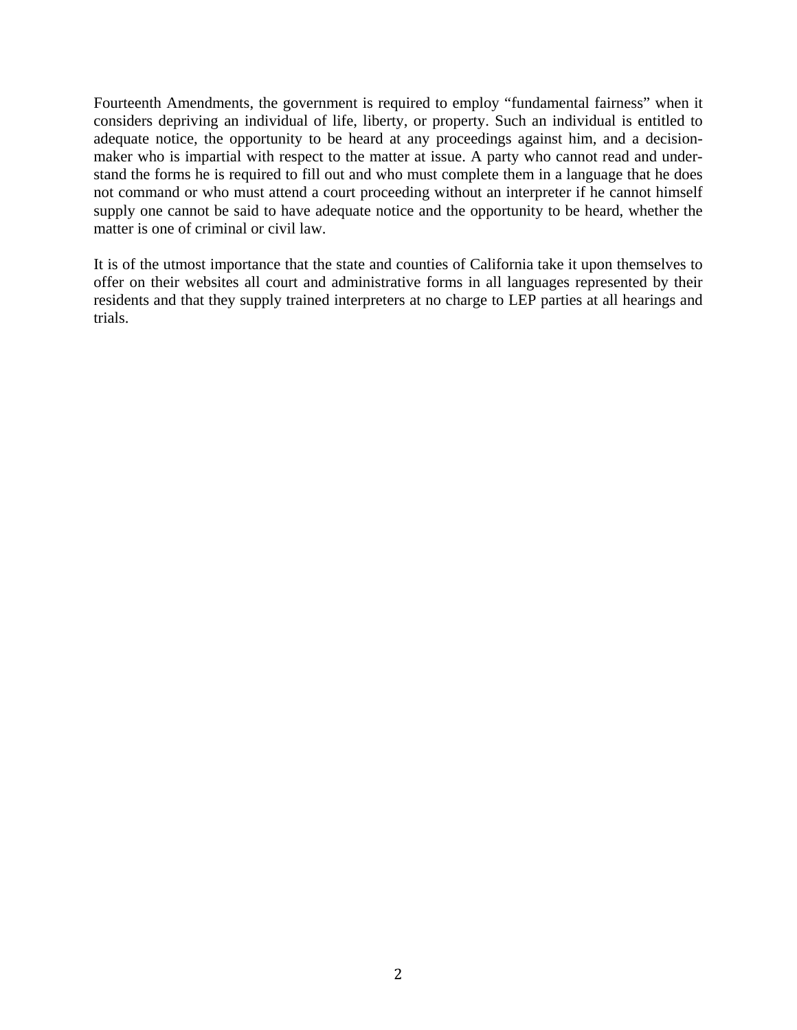Fourteenth Amendments, the government is required to employ "fundamental fairness" when it considers depriving an individual of life, liberty, or property. Such an individual is entitled to adequate notice, the opportunity to be heard at any proceedings against him, and a decision-maker who is impartial with respect to the matter at issue. A party who cannot read and understand the forms he is required to fill out and who must complete them in a language that he does not command or who must attend a court proceeding without an interpreter if he cannot himself supply one cannot be said to have adequate notice and the opportunity to be heard, whether the matter is one of criminal or civil law.

It is of the utmost importance that the state and counties of California take it upon themselves to offer on their websites all court and administrative forms in all languages represented by their residents and that they supply trained interpreters at no charge to LEP parties at all hearings and trials.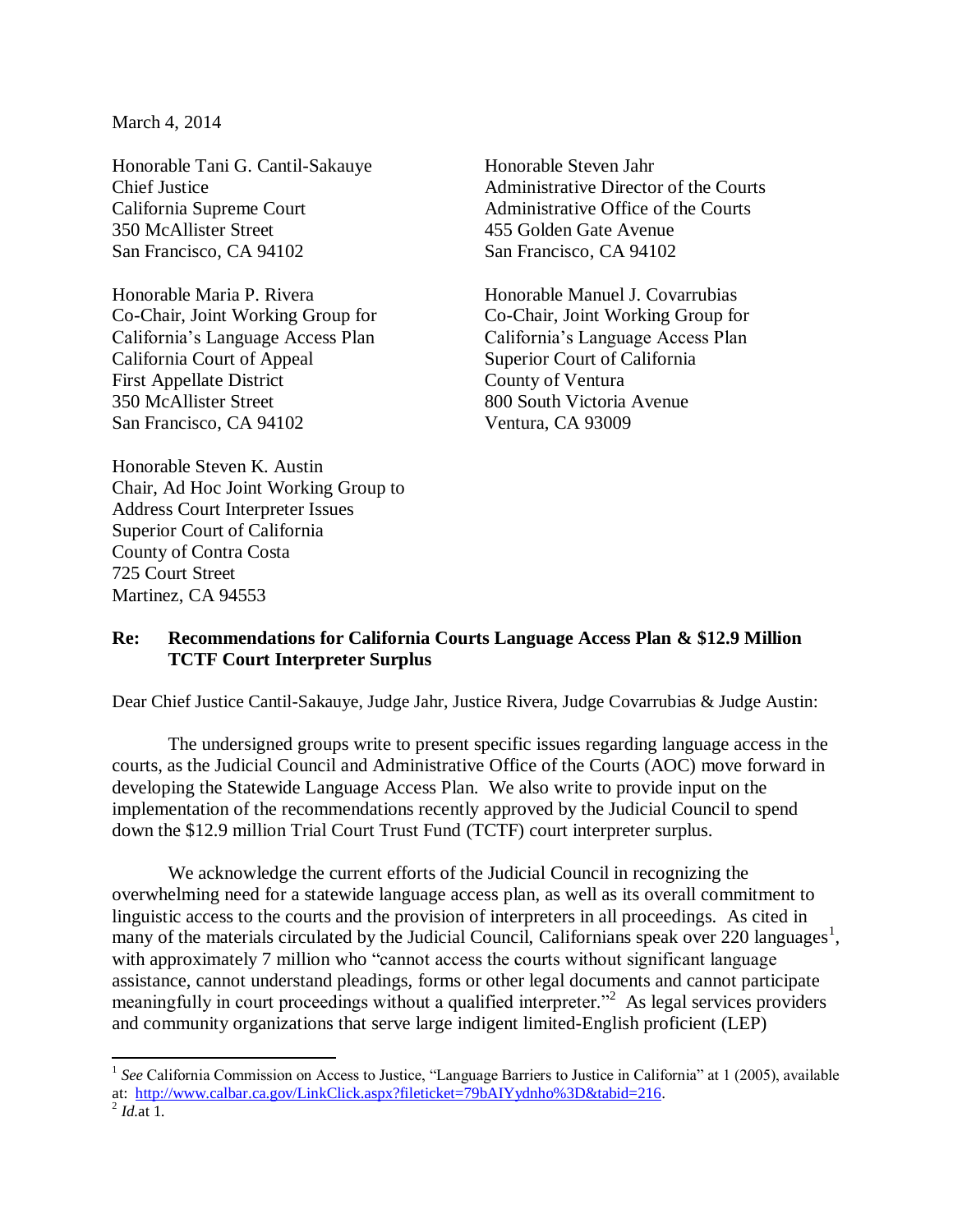March 4, 2014

Honorable Tani G. Cantil-Sakauye
Chief Justice
California Supreme Court
350 McAllister Street
San Francisco, CA 94102

Honorable Steven Jahr
Administrative Director of the Courts
Administrative Office of the Courts
455 Golden Gate Avenue
San Francisco, CA 94102

Honorable Maria P. Rivera
Co-Chair, Joint Working Group for
California's Language Access Plan
California Court of Appeal
First Appellate District
350 McAllister Street
San Francisco, CA 94102

Honorable Manuel J. Covarrubias
Co-Chair, Joint Working Group for
California's Language Access Plan
Superior Court of California
County of Ventura
800 South Victoria Avenue
Ventura, CA 93009

Honorable Steven K. Austin
Chair, Ad Hoc Joint Working Group to
Address Court Interpreter Issues
Superior Court of California
County of Contra Costa
725 Court Street
Martinez, CA 94553

**Re: Recommendations for California Courts Language Access Plan & $12.9 Million TCTF Court Interpreter Surplus**

Dear Chief Justice Cantil-Sakauye, Judge Jahr, Justice Rivera, Judge Covarrubias & Judge Austin:

The undersigned groups write to present specific issues regarding language access in the courts, as the Judicial Council and Administrative Office of the Courts (AOC) move forward in developing the Statewide Language Access Plan. We also write to provide input on the implementation of the recommendations recently approved by the Judicial Council to spend down the $12.9 million Trial Court Trust Fund (TCTF) court interpreter surplus.

We acknowledge the current efforts of the Judicial Council in recognizing the overwhelming need for a statewide language access plan, as well as its overall commitment to linguistic access to the courts and the provision of interpreters in all proceedings. As cited in many of the materials circulated by the Judicial Council, Californians speak over 220 languages[1], with approximately 7 million who "cannot access the courts without significant language assistance, cannot understand pleadings, forms or other legal documents and cannot participate meaningfully in court proceedings without a qualified interpreter."[2] As legal services providers and community organizations that serve large indigent limited-English proficient (LEP)

---

[1] *See* California Commission on Access to Justice, "Language Barriers to Justice in California" at 1 (2005), available at: http://www.calbar.ca.gov/LinkClick.aspx?fileticket=79bAIYydnho%3D&tabid=216.

[2] *Id.*at 1.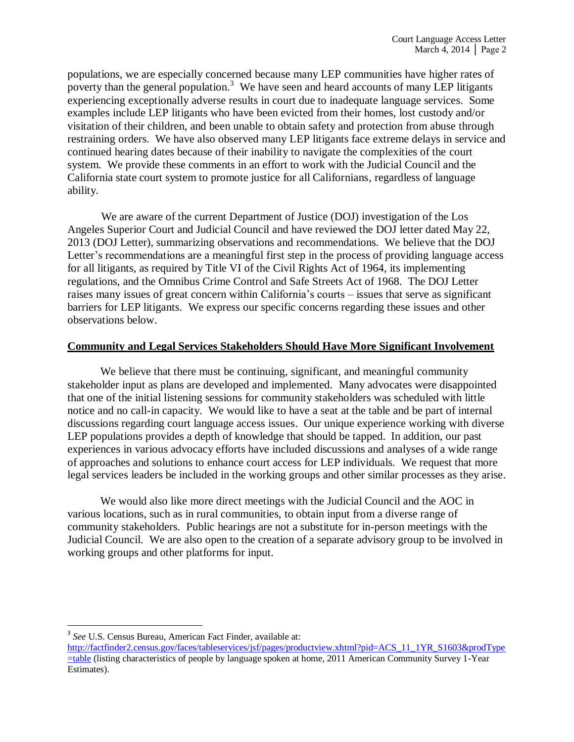populations, we are especially concerned because many LEP communities have higher rates of poverty than the general population.[3] We have seen and heard accounts of many LEP litigants experiencing exceptionally adverse results in court due to inadequate language services. Some examples include LEP litigants who have been evicted from their homes, lost custody and/or visitation of their children, and been unable to obtain safety and protection from abuse through restraining orders. We have also observed many LEP litigants face extreme delays in service and continued hearing dates because of their inability to navigate the complexities of the court system. We provide these comments in an effort to work with the Judicial Council and the California state court system to promote justice for all Californians, regardless of language ability.

We are aware of the current Department of Justice (DOJ) investigation of the Los Angeles Superior Court and Judicial Council and have reviewed the DOJ letter dated May 22, 2013 (DOJ Letter), summarizing observations and recommendations. We believe that the DOJ Letter's recommendations are a meaningful first step in the process of providing language access for all litigants, as required by Title VI of the Civil Rights Act of 1964, its implementing regulations, and the Omnibus Crime Control and Safe Streets Act of 1968. The DOJ Letter raises many issues of great concern within California's courts – issues that serve as significant barriers for LEP litigants. We express our specific concerns regarding these issues and other observations below.

## Community and Legal Services Stakeholders Should Have More Significant Involvement

We believe that there must be continuing, significant, and meaningful community stakeholder input as plans are developed and implemented. Many advocates were disappointed that one of the initial listening sessions for community stakeholders was scheduled with little notice and no call-in capacity. We would like to have a seat at the table and be part of internal discussions regarding court language access issues. Our unique experience working with diverse LEP populations provides a depth of knowledge that should be tapped. In addition, our past experiences in various advocacy efforts have included discussions and analyses of a wide range of approaches and solutions to enhance court access for LEP individuals. We request that more legal services leaders be included in the working groups and other similar processes as they arise.

We would also like more direct meetings with the Judicial Council and the AOC in various locations, such as in rural communities, to obtain input from a diverse range of community stakeholders. Public hearings are not a substitute for in-person meetings with the Judicial Council. We are also open to the creation of a separate advisory group to be involved in working groups and other platforms for input.

---

[3] *See* U.S. Census Bureau, American Fact Finder, available at: http://factfinder2.census.gov/faces/tableservices/jsf/pages/productview.xhtml?pid=ACS_11_1YR_S1603&prodType=table (listing characteristics of people by language spoken at home, 2011 American Community Survey 1-Year Estimates).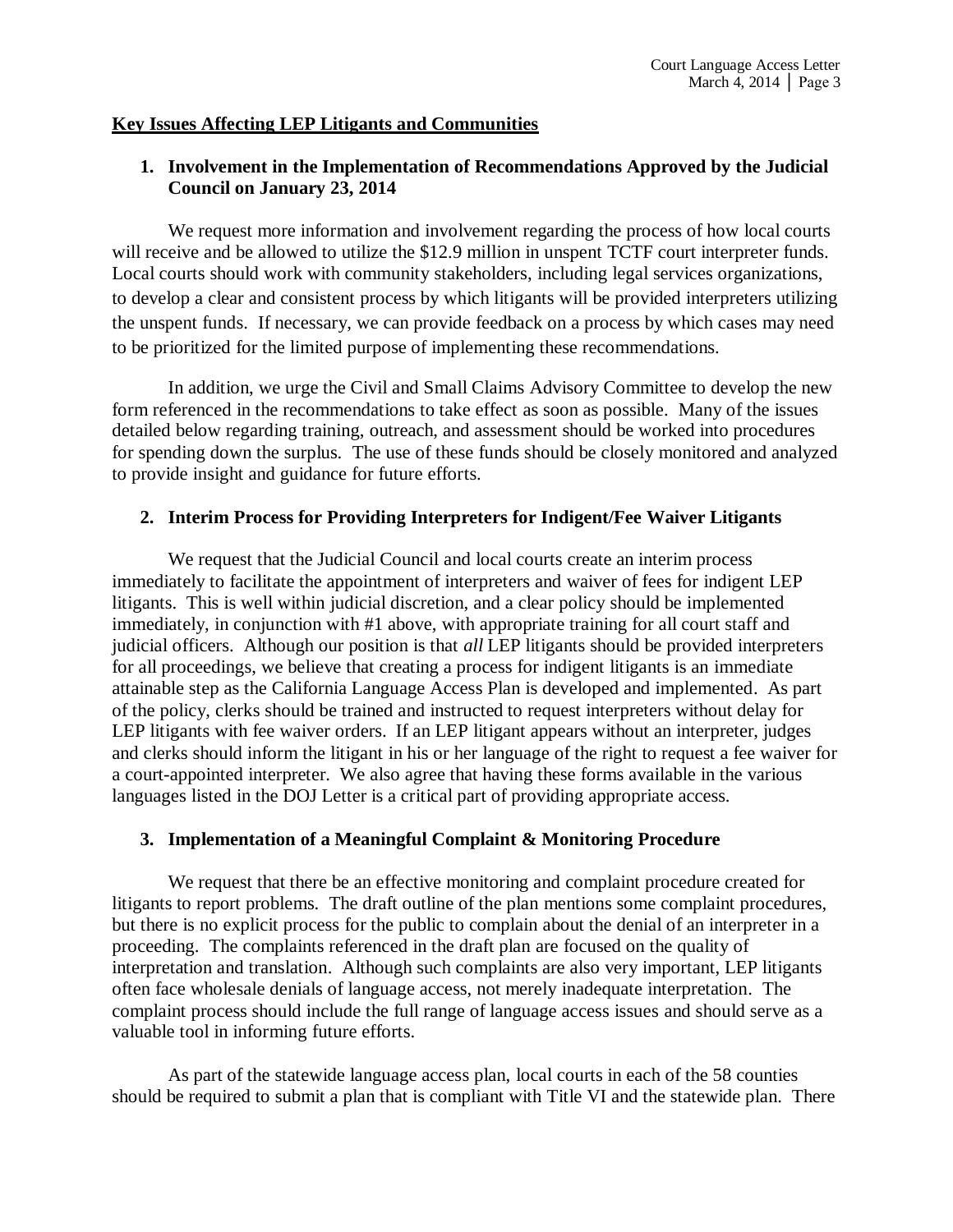**Key Issues Affecting LEP Litigants and Communities**

1. **Involvement in the Implementation of Recommendations Approved by the Judicial Council on January 23, 2014**

We request more information and involvement regarding the process of how local courts will receive and be allowed to utilize the $12.9 million in unspent TCTF court interpreter funds. Local courts should work with community stakeholders, including legal services organizations, to develop a clear and consistent process by which litigants will be provided interpreters utilizing the unspent funds. If necessary, we can provide feedback on a process by which cases may need to be prioritized for the limited purpose of implementing these recommendations.

In addition, we urge the Civil and Small Claims Advisory Committee to develop the new form referenced in the recommendations to take effect as soon as possible. Many of the issues detailed below regarding training, outreach, and assessment should be worked into procedures for spending down the surplus. The use of these funds should be closely monitored and analyzed to provide insight and guidance for future efforts.

2. **Interim Process for Providing Interpreters for Indigent/Fee Waiver Litigants**

We request that the Judicial Council and local courts create an interim process immediately to facilitate the appointment of interpreters and waiver of fees for indigent LEP litigants. This is well within judicial discretion, and a clear policy should be implemented immediately, in conjunction with #1 above, with appropriate training for all court staff and judicial officers. Although our position is that *all* LEP litigants should be provided interpreters for all proceedings, we believe that creating a process for indigent litigants is an immediate attainable step as the California Language Access Plan is developed and implemented. As part of the policy, clerks should be trained and instructed to request interpreters without delay for LEP litigants with fee waiver orders. If an LEP litigant appears without an interpreter, judges and clerks should inform the litigant in his or her language of the right to request a fee waiver for a court-appointed interpreter. We also agree that having these forms available in the various languages listed in the DOJ Letter is a critical part of providing appropriate access.

3. **Implementation of a Meaningful Complaint & Monitoring Procedure**

We request that there be an effective monitoring and complaint procedure created for litigants to report problems. The draft outline of the plan mentions some complaint procedures, but there is no explicit process for the public to complain about the denial of an interpreter in a proceeding. The complaints referenced in the draft plan are focused on the quality of interpretation and translation. Although such complaints are also very important, LEP litigants often face wholesale denials of language access, not merely inadequate interpretation. The complaint process should include the full range of language access issues and should serve as a valuable tool in informing future efforts.

As part of the statewide language access plan, local courts in each of the 58 counties should be required to submit a plan that is compliant with Title VI and the statewide plan. There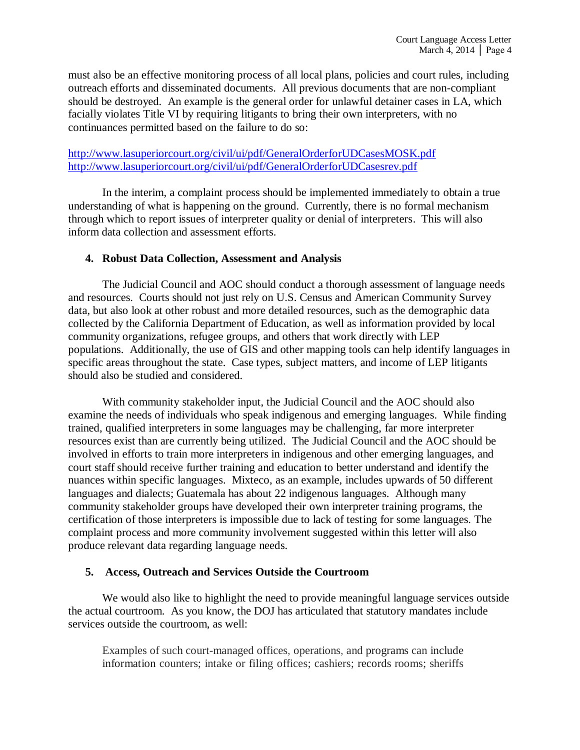must also be an effective monitoring process of all local plans, policies and court rules, including outreach efforts and disseminated documents. All previous documents that are non-compliant should be destroyed. An example is the general order for unlawful detainer cases in LA, which facially violates Title VI by requiring litigants to bring their own interpreters, with no continuances permitted based on the failure to do so:

http://www.lasuperiorcourt.org/civil/ui/pdf/GeneralOrderforUDCasesMOSK.pdf
http://www.lasuperiorcourt.org/civil/ui/pdf/GeneralOrderforUDCasesrev.pdf

In the interim, a complaint process should be implemented immediately to obtain a true understanding of what is happening on the ground. Currently, there is no formal mechanism through which to report issues of interpreter quality or denial of interpreters. This will also inform data collection and assessment efforts.

**4. Robust Data Collection, Assessment and Analysis**

The Judicial Council and AOC should conduct a thorough assessment of language needs and resources. Courts should not just rely on U.S. Census and American Community Survey data, but also look at other robust and more detailed resources, such as the demographic data collected by the California Department of Education, as well as information provided by local community organizations, refugee groups, and others that work directly with LEP populations. Additionally, the use of GIS and other mapping tools can help identify languages in specific areas throughout the state. Case types, subject matters, and income of LEP litigants should also be studied and considered.

With community stakeholder input, the Judicial Council and the AOC should also examine the needs of individuals who speak indigenous and emerging languages. While finding trained, qualified interpreters in some languages may be challenging, far more interpreter resources exist than are currently being utilized. The Judicial Council and the AOC should be involved in efforts to train more interpreters in indigenous and other emerging languages, and court staff should receive further training and education to better understand and identify the nuances within specific languages. Mixteco, as an example, includes upwards of 50 different languages and dialects; Guatemala has about 22 indigenous languages. Although many community stakeholder groups have developed their own interpreter training programs, the certification of those interpreters is impossible due to lack of testing for some languages. The complaint process and more community involvement suggested within this letter will also produce relevant data regarding language needs.

**5. Access, Outreach and Services Outside the Courtroom**

We would also like to highlight the need to provide meaningful language services outside the actual courtroom. As you know, the DOJ has articulated that statutory mandates include services outside the courtroom, as well:

> Examples of such court-managed offices, operations, and programs can include information counters; intake or filing offices; cashiers; records rooms; sheriffs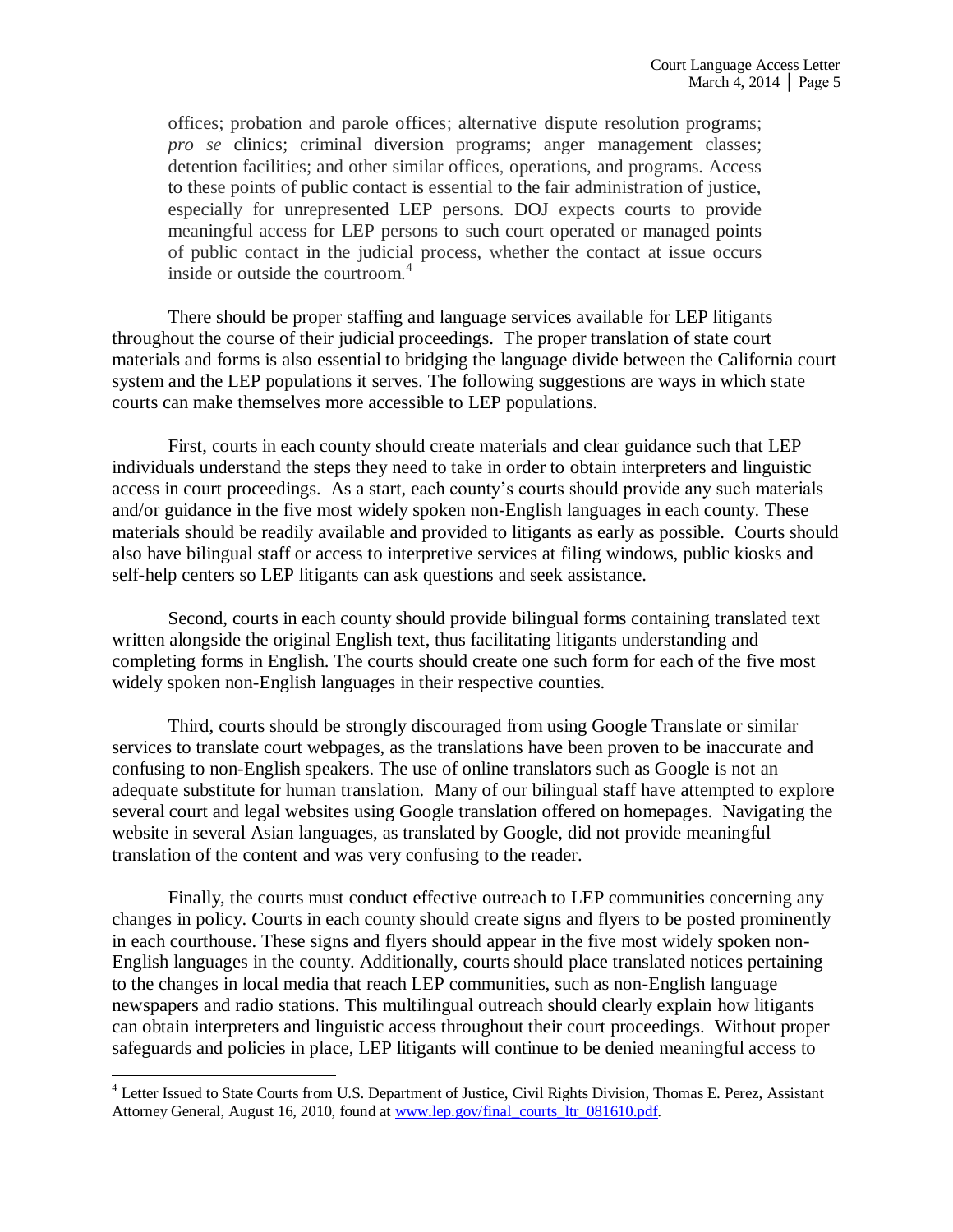> offices; probation and parole offices; alternative dispute resolution programs; *pro se* clinics; criminal diversion programs; anger management classes; detention facilities; and other similar offices, operations, and programs. Access to these points of public contact is essential to the fair administration of justice, especially for unrepresented LEP persons. DOJ expects courts to provide meaningful access for LEP persons to such court operated or managed points of public contact in the judicial process, whether the contact at issue occurs inside or outside the courtroom.[4]

There should be proper staffing and language services available for LEP litigants throughout the course of their judicial proceedings. The proper translation of state court materials and forms is also essential to bridging the language divide between the California court system and the LEP populations it serves. The following suggestions are ways in which state courts can make themselves more accessible to LEP populations.

First, courts in each county should create materials and clear guidance such that LEP individuals understand the steps they need to take in order to obtain interpreters and linguistic access in court proceedings. As a start, each county's courts should provide any such materials and/or guidance in the five most widely spoken non-English languages in each county. These materials should be readily available and provided to litigants as early as possible. Courts should also have bilingual staff or access to interpretive services at filing windows, public kiosks and self-help centers so LEP litigants can ask questions and seek assistance.

Second, courts in each county should provide bilingual forms containing translated text written alongside the original English text, thus facilitating litigants understanding and completing forms in English. The courts should create one such form for each of the five most widely spoken non-English languages in their respective counties.

Third, courts should be strongly discouraged from using Google Translate or similar services to translate court webpages, as the translations have been proven to be inaccurate and confusing to non-English speakers. The use of online translators such as Google is not an adequate substitute for human translation. Many of our bilingual staff have attempted to explore several court and legal websites using Google translation offered on homepages. Navigating the website in several Asian languages, as translated by Google, did not provide meaningful translation of the content and was very confusing to the reader.

Finally, the courts must conduct effective outreach to LEP communities concerning any changes in policy. Courts in each county should create signs and flyers to be posted prominently in each courthouse. These signs and flyers should appear in the five most widely spoken non-English languages in the county. Additionally, courts should place translated notices pertaining to the changes in local media that reach LEP communities, such as non-English language newspapers and radio stations. This multilingual outreach should clearly explain how litigants can obtain interpreters and linguistic access throughout their court proceedings. Without proper safeguards and policies in place, LEP litigants will continue to be denied meaningful access to

---

[4] Letter Issued to State Courts from U.S. Department of Justice, Civil Rights Division, Thomas E. Perez, Assistant Attorney General, August 16, 2010, found at www.lep.gov/final_courts_ltr_081610.pdf.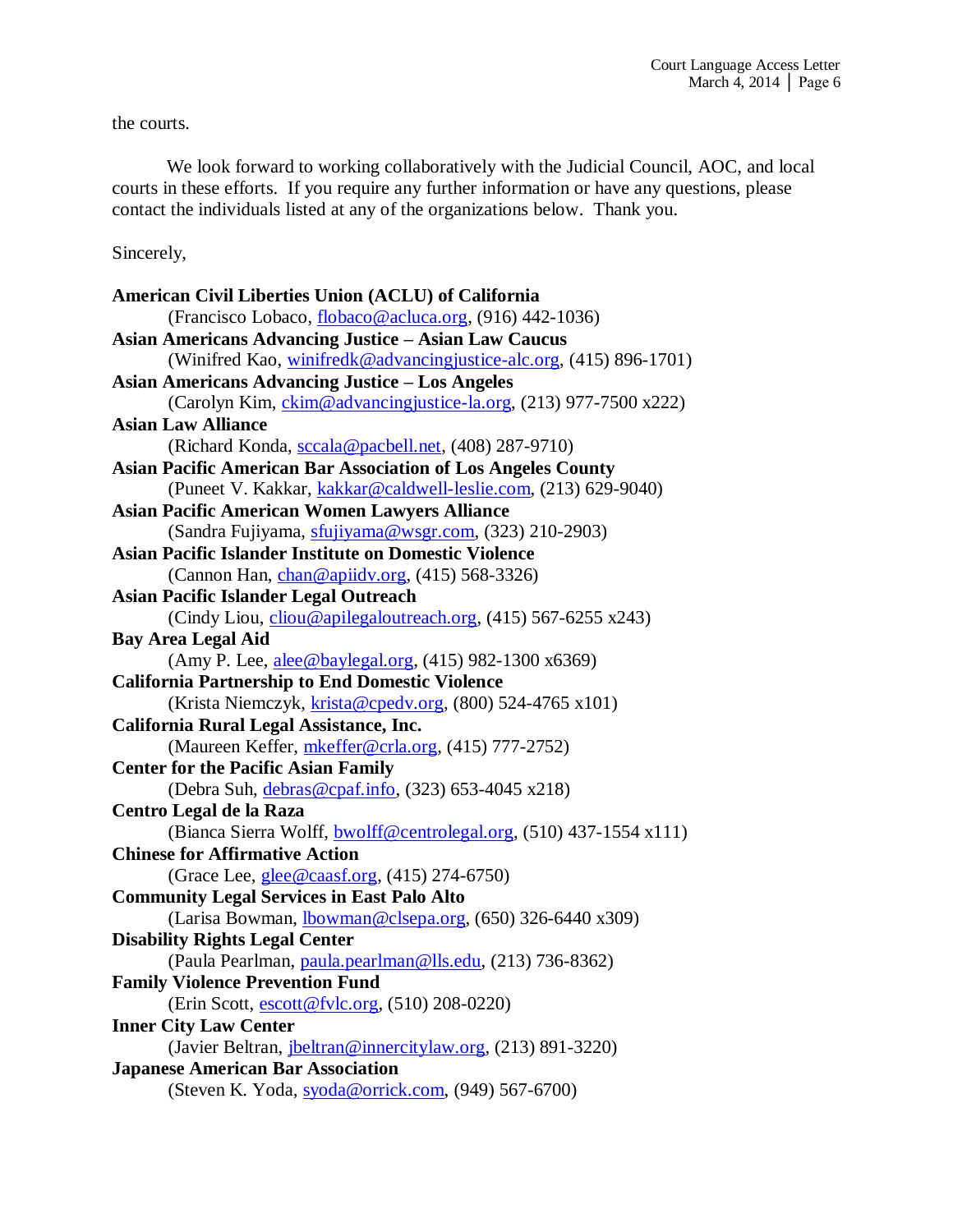the courts.

We look forward to working collaboratively with the Judicial Council, AOC, and local courts in these efforts. If you require any further information or have any questions, please contact the individuals listed at any of the organizations below. Thank you.

Sincerely,

**American Civil Liberties Union (ACLU) of California**
(Francisco Lobaco, flobaco@acluca.org, (916) 442-1036)
**Asian Americans Advancing Justice – Asian Law Caucus**
(Winifred Kao, winifredk@advancingjustice-alc.org, (415) 896-1701)
**Asian Americans Advancing Justice – Los Angeles**
(Carolyn Kim, ckim@advancingjustice-la.org, (213) 977-7500 x222)
**Asian Law Alliance**
(Richard Konda, sccala@pacbell.net, (408) 287-9710)
**Asian Pacific American Bar Association of Los Angeles County**
(Puneet V. Kakkar, kakkar@caldwell-leslie.com, (213) 629-9040)
**Asian Pacific American Women Lawyers Alliance**
(Sandra Fujiyama, sfujiyama@wsgr.com, (323) 210-2903)
**Asian Pacific Islander Institute on Domestic Violence**
(Cannon Han, chan@apiidv.org, (415) 568-3326)
**Asian Pacific Islander Legal Outreach**
(Cindy Liou, cliou@apilegaloutreach.org, (415) 567-6255 x243)
**Bay Area Legal Aid**
(Amy P. Lee, alee@baylegal.org, (415) 982-1300 x6369)
**California Partnership to End Domestic Violence**
(Krista Niemczyk, krista@cpedv.org, (800) 524-4765 x101)
**California Rural Legal Assistance, Inc.**
(Maureen Keffer, mkeffer@crla.org, (415) 777-2752)
**Center for the Pacific Asian Family**
(Debra Suh, debras@cpaf.info, (323) 653-4045 x218)
**Centro Legal de la Raza**
(Bianca Sierra Wolff, bwolff@centrolegal.org, (510) 437-1554 x111)
**Chinese for Affirmative Action**
(Grace Lee, glee@caasf.org, (415) 274-6750)
**Community Legal Services in East Palo Alto**
(Larisa Bowman, lbowman@clsepa.org, (650) 326-6440 x309)
**Disability Rights Legal Center**
(Paula Pearlman, paula.pearlman@lls.edu, (213) 736-8362)
**Family Violence Prevention Fund**
(Erin Scott, escott@fvlc.org, (510) 208-0220)
**Inner City Law Center**
(Javier Beltran, jbeltran@innercitylaw.org, (213) 891-3220)
**Japanese American Bar Association**
(Steven K. Yoda, syoda@orrick.com, (949) 567-6700)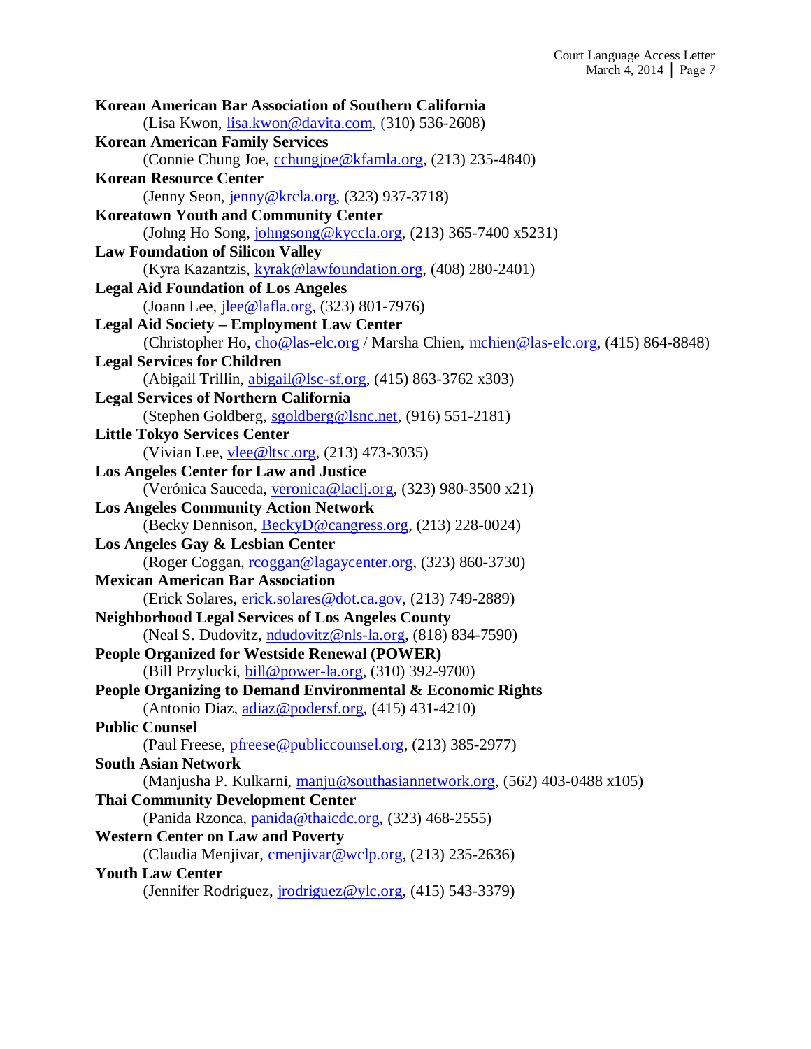**Korean American Bar Association of Southern California**
(Lisa Kwon, lisa.kwon@davita.com, (310) 536-2608)

**Korean American Family Services**
(Connie Chung Joe, cchungjoe@kfamla.org, (213) 235-4840)

**Korean Resource Center**
(Jenny Seon, jenny@krcla.org, (323) 937-3718)

**Koreatown Youth and Community Center**
(Johng Ho Song, johngsong@kyccla.org, (213) 365-7400 x5231)

**Law Foundation of Silicon Valley**
(Kyra Kazantzis, kyrak@lawfoundation.org, (408) 280-2401)

**Legal Aid Foundation of Los Angeles**
(Joann Lee, jlee@lafla.org, (323) 801-7976)

**Legal Aid Society – Employment Law Center**
(Christopher Ho, cho@las-elc.org / Marsha Chien, mchien@las-elc.org, (415) 864-8848)

**Legal Services for Children**
(Abigail Trillin, abigail@lsc-sf.org, (415) 863-3762 x303)

**Legal Services of Northern California**
(Stephen Goldberg, sgoldberg@lsnc.net, (916) 551-2181)

**Little Tokyo Services Center**
(Vivian Lee, vlee@ltsc.org, (213) 473-3035)

**Los Angeles Center for Law and Justice**
(Verónica Sauceda, veronica@laclj.org, (323) 980-3500 x21)

**Los Angeles Community Action Network**
(Becky Dennison, BeckyD@cangress.org, (213) 228-0024)

**Los Angeles Gay & Lesbian Center**
(Roger Coggan, rcoggan@lagaycenter.org, (323) 860-3730)

**Mexican American Bar Association**
(Erick Solares, erick.solares@dot.ca.gov, (213) 749-2889)

**Neighborhood Legal Services of Los Angeles County**
(Neal S. Dudovitz, ndudovitz@nls-la.org, (818) 834-7590)

**People Organized for Westside Renewal (POWER)**
(Bill Przylucki, bill@power-la.org, (310) 392-9700)

**People Organizing to Demand Environmental & Economic Rights**
(Antonio Diaz, adiaz@podersf.org, (415) 431-4210)

**Public Counsel**
(Paul Freese, pfreese@publiccounsel.org, (213) 385-2977)

**South Asian Network**
(Manjusha P. Kulkarni, manju@southasiannetwork.org, (562) 403-0488 x105)

**Thai Community Development Center**
(Panida Rzonca, panida@thaicdc.org, (323) 468-2555)

**Western Center on Law and Poverty**
(Claudia Menjivar, cmenjivar@wclp.org, (213) 235-2636)

**Youth Law Center**
(Jennifer Rodriguez, jrodriguez@ylc.org, (415) 543-3379)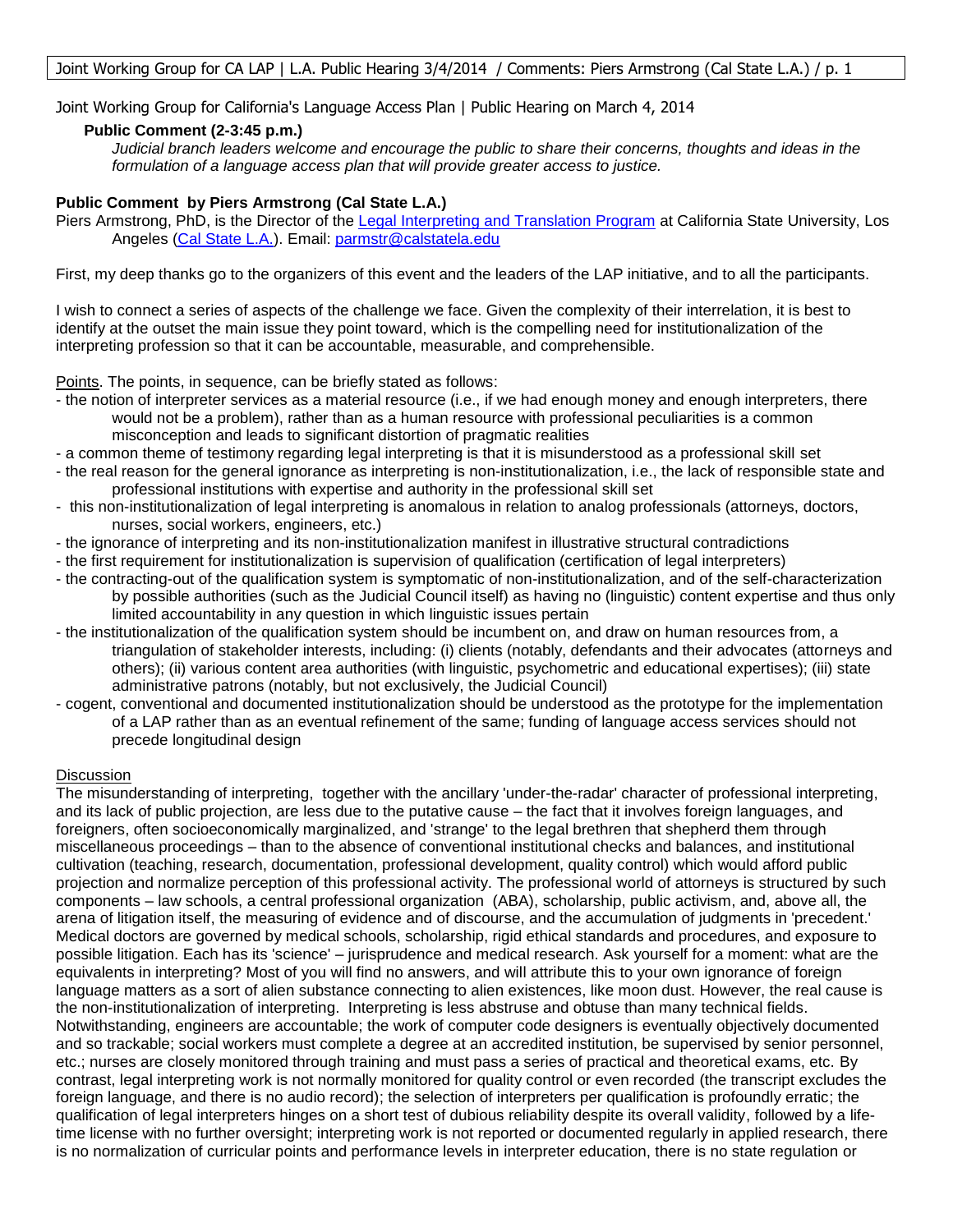Joint Working Group for California's Language Access Plan | Public Hearing on March 4, 2014

**Public Comment (2-3:45 p.m.)**

*Judicial branch leaders welcome and encourage the public to share their concerns, thoughts and ideas in the formulation of a language access plan that will provide greater access to justice.*

**Public Comment by Piers Armstrong (Cal State L.A.)**

Piers Armstrong, PhD, is the Director of the Legal Interpreting and Translation Program at California State University, Los Angeles (Cal State L.A.). Email: parmstr@calstatela.edu

First, my deep thanks go to the organizers of this event and the leaders of the LAP initiative, and to all the participants.

I wish to connect a series of aspects of the challenge we face. Given the complexity of their interrelation, it is best to identify at the outset the main issue they point toward, which is the compelling need for institutionalization of the interpreting profession so that it can be accountable, measurable, and comprehensible.

Points. The points, in sequence, can be briefly stated as follows:

- the notion of interpreter services as a material resource (i.e., if we had enough money and enough interpreters, there would not be a problem), rather than as a human resource with professional peculiarities is a common misconception and leads to significant distortion of pragmatic realities
- a common theme of testimony regarding legal interpreting is that it is misunderstood as a professional skill set
- the real reason for the general ignorance as interpreting is non-institutionalization, i.e., the lack of responsible state and professional institutions with expertise and authority in the professional skill set
- this non-institutionalization of legal interpreting is anomalous in relation to analog professionals (attorneys, doctors, nurses, social workers, engineers, etc.)
- the ignorance of interpreting and its non-institutionalization manifest in illustrative structural contradictions
- the first requirement for institutionalization is supervision of qualification (certification of legal interpreters)
- the contracting-out of the qualification system is symptomatic of non-institutionalization, and of the self-characterization by possible authorities (such as the Judicial Council itself) as having no (linguistic) content expertise and thus only limited accountability in any question in which linguistic issues pertain
- the institutionalization of the qualification system should be incumbent on, and draw on human resources from, a triangulation of stakeholder interests, including: (i) clients (notably, defendants and their advocates (attorneys and others); (ii) various content area authorities (with linguistic, psychometric and educational expertises); (iii) state administrative patrons (notably, but not exclusively, the Judicial Council)
- cogent, conventional and documented institutionalization should be understood as the prototype for the implementation of a LAP rather than as an eventual refinement of the same; funding of language access services should not precede longitudinal design

Discussion

The misunderstanding of interpreting, together with the ancillary 'under-the-radar' character of professional interpreting, and its lack of public projection, are less due to the putative cause – the fact that it involves foreign languages, and foreigners, often socioeconomically marginalized, and 'strange' to the legal brethren that shepherd them through miscellaneous proceedings – than to the absence of conventional institutional checks and balances, and institutional cultivation (teaching, research, documentation, professional development, quality control) which would afford public projection and normalize perception of this professional activity. The professional world of attorneys is structured by such components – law schools, a central professional organization (ABA), scholarship, public activism, and, above all, the arena of litigation itself, the measuring of evidence and of discourse, and the accumulation of judgments in 'precedent.' Medical doctors are governed by medical schools, scholarship, rigid ethical standards and procedures, and exposure to possible litigation. Each has its 'science' – jurisprudence and medical research. Ask yourself for a moment: what are the equivalents in interpreting? Most of you will find no answers, and will attribute this to your own ignorance of foreign language matters as a sort of alien substance connecting to alien existences, like moon dust. However, the real cause is the non-institutionalization of interpreting. Interpreting is less abstruse and obtuse than many technical fields. Notwithstanding, engineers are accountable; the work of computer code designers is eventually objectively documented and so trackable; social workers must complete a degree at an accredited institution, be supervised by senior personnel, etc.; nurses are closely monitored through training and must pass a series of practical and theoretical exams, etc. By contrast, legal interpreting work is not normally monitored for quality control or even recorded (the transcript excludes the foreign language, and there is no audio record); the selection of interpreters per qualification is profoundly erratic; the qualification of legal interpreters hinges on a short test of dubious reliability despite its overall validity, followed by a life-time license with no further oversight; interpreting work is not reported or documented regularly in applied research, there is no normalization of curricular points and performance levels in interpreter education, there is no state regulation or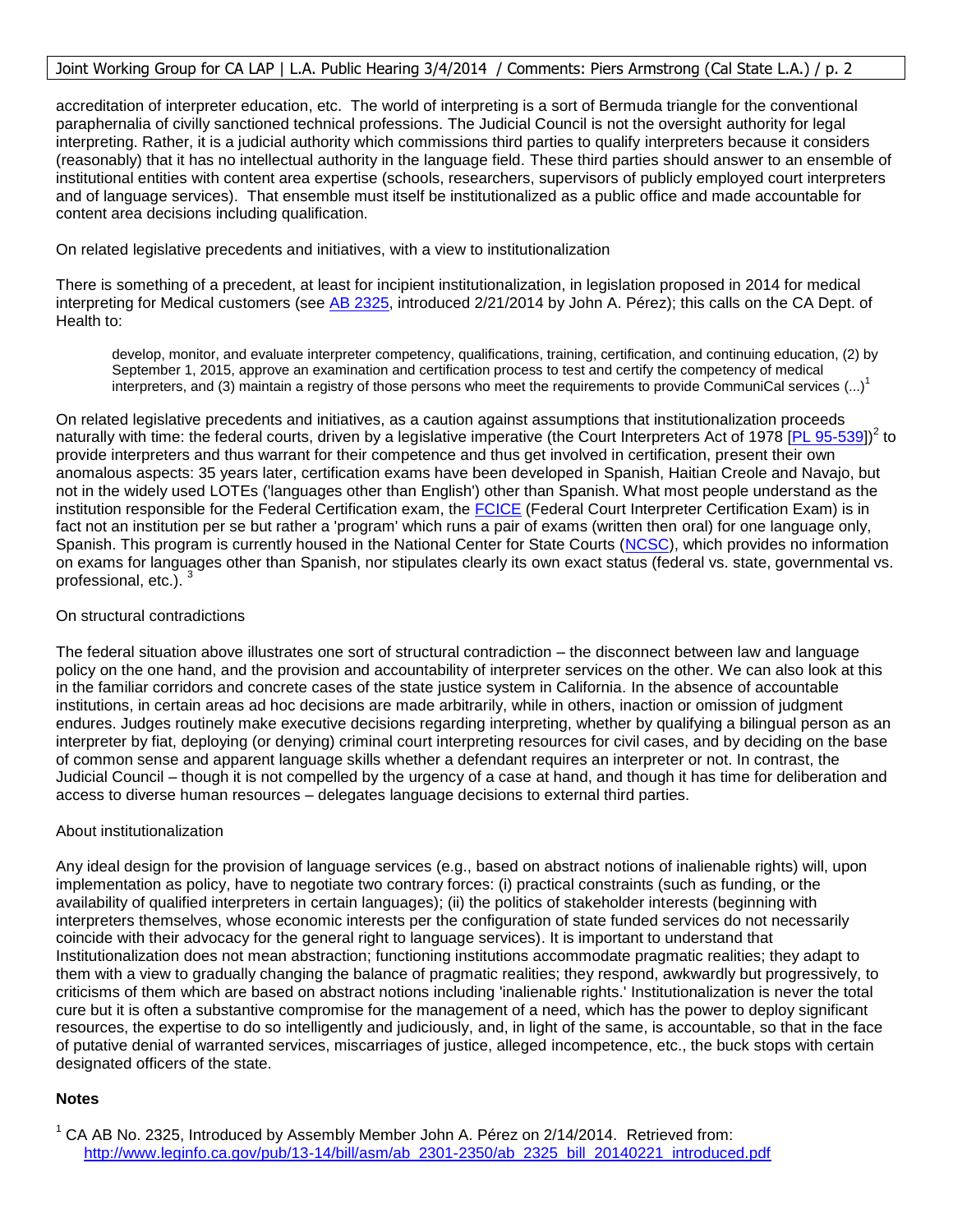accreditation of interpreter education, etc. The world of interpreting is a sort of Bermuda triangle for the conventional paraphernalia of civilly sanctioned technical professions. The Judicial Council is not the oversight authority for legal interpreting. Rather, it is a judicial authority which commissions third parties to qualify interpreters because it considers (reasonably) that it has no intellectual authority in the language field. These third parties should answer to an ensemble of institutional entities with content area expertise (schools, researchers, supervisors of publicly employed court interpreters and of language services). That ensemble must itself be institutionalized as a public office and made accountable for content area decisions including qualification.

On related legislative precedents and initiatives, with a view to institutionalization

There is something of a precedent, at least for incipient institutionalization, in legislation proposed in 2014 for medical interpreting for Medical customers (see AB 2325, introduced 2/21/2014 by John A. Pérez); this calls on the CA Dept. of Health to:

> develop, monitor, and evaluate interpreter competency, qualifications, training, certification, and continuing education, (2) by September 1, 2015, approve an examination and certification process to test and certify the competency of medical interpreters, and (3) maintain a registry of those persons who meet the requirements to provide CommuniCal services (...)[1]

On related legislative precedents and initiatives, as a caution against assumptions that institutionalization proceeds naturally with time: the federal courts, driven by a legislative imperative (the Court Interpreters Act of 1978 [PL 95-539])[2] to provide interpreters and thus warrant for their competence and thus get involved in certification, present their own anomalous aspects: 35 years later, certification exams have been developed in Spanish, Haitian Creole and Navajo, but not in the widely used LOTEs ('languages other than English') other than Spanish. What most people understand as the institution responsible for the Federal Certification exam, the FCICE (Federal Court Interpreter Certification Exam) is in fact not an institution per se but rather a 'program' which runs a pair of exams (written then oral) for one language only, Spanish. This program is currently housed in the National Center for State Courts (NCSC), which provides no information on exams for languages other than Spanish, nor stipulates clearly its own exact status (federal vs. state, governmental vs. professional, etc.).[3]

On structural contradictions

The federal situation above illustrates one sort of structural contradiction – the disconnect between law and language policy on the one hand, and the provision and accountability of interpreter services on the other. We can also look at this in the familiar corridors and concrete cases of the state justice system in California. In the absence of accountable institutions, in certain areas ad hoc decisions are made arbitrarily, while in others, inaction or omission of judgment endures. Judges routinely make executive decisions regarding interpreting, whether by qualifying a bilingual person as an interpreter by fiat, deploying (or denying) criminal court interpreting resources for civil cases, and by deciding on the base of common sense and apparent language skills whether a defendant requires an interpreter or not. In contrast, the Judicial Council – though it is not compelled by the urgency of a case at hand, and though it has time for deliberation and access to diverse human resources – delegates language decisions to external third parties.

About institutionalization

Any ideal design for the provision of language services (e.g., based on abstract notions of inalienable rights) will, upon implementation as policy, have to negotiate two contrary forces: (i) practical constraints (such as funding, or the availability of qualified interpreters in certain languages); (ii) the politics of stakeholder interests (beginning with interpreters themselves, whose economic interests per the configuration of state funded services do not necessarily coincide with their advocacy for the general right to language services). It is important to understand that Institutionalization does not mean abstraction; functioning institutions accommodate pragmatic realities; they adapt to them with a view to gradually changing the balance of pragmatic realities; they respond, awkwardly but progressively, to criticisms of them which are based on abstract notions including 'inalienable rights.' Institutionalization is never the total cure but it is often a substantive compromise for the management of a need, which has the power to deploy significant resources, the expertise to do so intelligently and judiciously, and, in light of the same, is accountable, so that in the face of putative denial of warranted services, miscarriages of justice, alleged incompetence, etc., the buck stops with certain designated officers of the state.

**Notes**

[1] CA AB No. 2325, Introduced by Assembly Member John A. Pérez on 2/14/2014. Retrieved from: http://www.leginfo.ca.gov/pub/13-14/bill/asm/ab_2301-2350/ab_2325_bill_20140221_introduced.pdf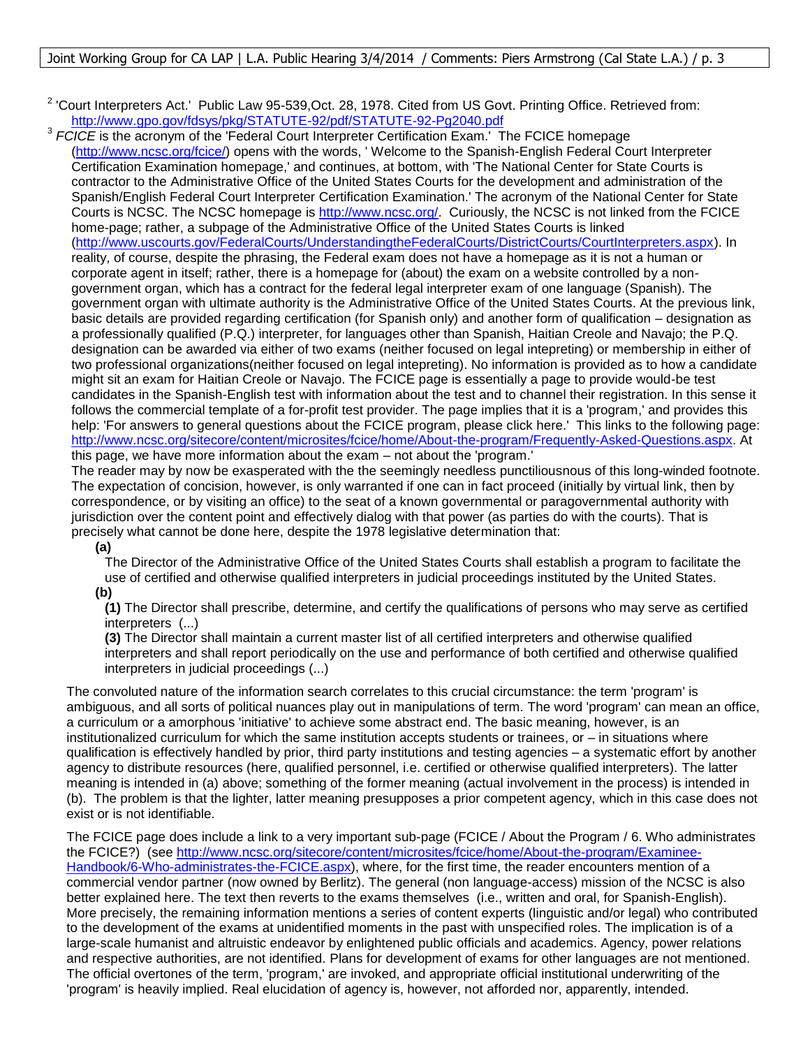[2] 'Court Interpreters Act.' Public Law 95-539,Oct. 28, 1978. Cited from US Govt. Printing Office. Retrieved from: http://www.gpo.gov/fdsys/pkg/STATUTE-92/pdf/STATUTE-92-Pg2040.pdf

[3] *FCICE* is the acronym of the 'Federal Court Interpreter Certification Exam.' The FCICE homepage (http://www.ncsc.org/fcice/) opens with the words, ' Welcome to the Spanish-English Federal Court Interpreter Certification Examination homepage,' and continues, at bottom, with 'The National Center for State Courts is contractor to the Administrative Office of the United States Courts for the development and administration of the Spanish/English Federal Court Interpreter Certification Examination.' The acronym of the National Center for State Courts is NCSC. The NCSC homepage is http://www.ncsc.org/. Curiously, the NCSC is not linked from the FCICE home-page; rather, a subpage of the Administrative Office of the United States Courts is linked (http://www.uscourts.gov/FederalCourts/UnderstandingtheFederalCourts/DistrictCourts/CourtInterpreters.aspx). In reality, of course, despite the phrasing, the Federal exam does not have a homepage as it is not a human or corporate agent in itself; rather, there is a homepage for (about) the exam on a website controlled by a non-government organ, which has a contract for the federal legal interpreter exam of one language (Spanish). The government organ with ultimate authority is the Administrative Office of the United States Courts. At the previous link, basic details are provided regarding certification (for Spanish only) and another form of qualification – designation as a professionally qualified (P.Q.) interpreter, for languages other than Spanish, Haitian Creole and Navajo; the P.Q. designation can be awarded via either of two exams (neither focused on legal intepreting) or membership in either of two professional organizations(neither focused on legal intepreting). No information is provided as to how a candidate might sit an exam for Haitian Creole or Navajo. The FCICE page is essentially a page to provide would-be test candidates in the Spanish-English test with information about the test and to channel their registration. In this sense it follows the commercial template of a for-profit test provider. The page implies that it is a 'program,' and provides this help: 'For answers to general questions about the FCICE program, please click here.' This links to the following page: http://www.ncsc.org/sitecore/content/microsites/fcice/home/About-the-program/Frequently-Asked-Questions.aspx. At this page, we have more information about the exam – not about the 'program.'

The reader may by now be exasperated with the the seemingly needless punctiliousnous of this long-winded footnote. The expectation of concision, however, is only warranted if one can in fact proceed (initially by virtual link, then by correspondence, or by visiting an office) to the seat of a known governmental or paragovernmental authority with jurisdiction over the content point and effectively dialog with that power (as parties do with the courts). That is precisely what cannot be done here, despite the 1978 legislative determination that:

**(a)**

The Director of the Administrative Office of the United States Courts shall establish a program to facilitate the use of certified and otherwise qualified interpreters in judicial proceedings instituted by the United States.

**(b)**

**(1)** The Director shall prescribe, determine, and certify the qualifications of persons who may serve as certified interpreters (...)

**(3)** The Director shall maintain a current master list of all certified interpreters and otherwise qualified interpreters and shall report periodically on the use and performance of both certified and otherwise qualified interpreters in judicial proceedings (...)

The convoluted nature of the information search correlates to this crucial circumstance: the term 'program' is ambiguous, and all sorts of political nuances play out in manipulations of term. The word 'program' can mean an office, a curriculum or a amorphous 'initiative' to achieve some abstract end. The basic meaning, however, is an institutionalized curriculum for which the same institution accepts students or trainees, or – in situations where qualification is effectively handled by prior, third party institutions and testing agencies – a systematic effort by another agency to distribute resources (here, qualified personnel, i.e. certified or otherwise qualified interpreters). The latter meaning is intended in (a) above; something of the former meaning (actual involvement in the process) is intended in (b). The problem is that the lighter, latter meaning presupposes a prior competent agency, which in this case does not exist or is not identifiable.

The FCICE page does include a link to a very important sub-page (FCICE / About the Program / 6. Who administrates the FCICE?) (see http://www.ncsc.org/sitecore/content/microsites/fcice/home/About-the-program/Examinee-Handbook/6-Who-administrates-the-FCICE.aspx), where, for the first time, the reader encounters mention of a commercial vendor partner (now owned by Berlitz). The general (non language-access) mission of the NCSC is also better explained here. The text then reverts to the exams themselves (i.e., written and oral, for Spanish-English). More precisely, the remaining information mentions a series of content experts (linguistic and/or legal) who contributed to the development of the exams at unidentified moments in the past with unspecified roles. The implication is of a large-scale humanist and altruistic endeavor by enlightened public officials and academics. Agency, power relations and respective authorities, are not identified. Plans for development of exams for other languages are not mentioned. The official overtones of the term, 'program,' are invoked, and appropriate official institutional underwriting of the 'program' is heavily implied. Real elucidation of agency is, however, not afforded nor, apparently, intended.